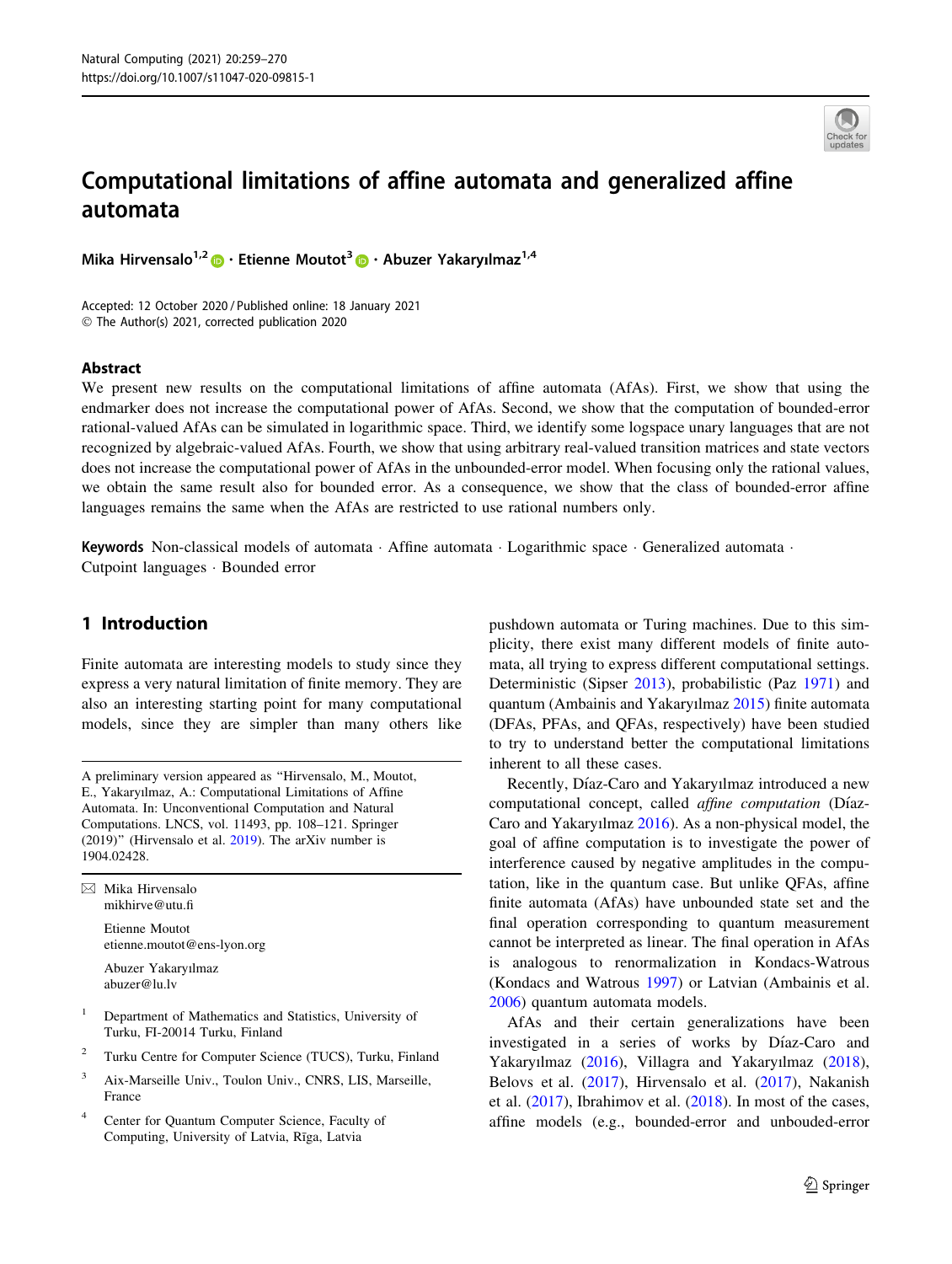# Computational limitations of affine automata and generalized affine automata

**Mika Hirvensalo**[1,2] · **Etienne Moutot**[3] · **Abuzer Yakaryılmaz**[1,4]

Accepted: 12 October 2020 / Published online: 18 January 2021
© The Author(s) 2021, corrected publication 2020

## Abstract

We present new results on the computational limitations of affine automata (AfAs). First, we show that using the endmarker does not increase the computational power of AfAs. Second, we show that the computation of bounded-error rational-valued AfAs can be simulated in logarithmic space. Third, we identify some logspace unary languages that are not recognized by algebraic-valued AfAs. Fourth, we show that using arbitrary real-valued transition matrices and state vectors does not increase the computational power of AfAs in the unbounded-error model. When focusing only the rational values, we obtain the same result also for bounded error. As a consequence, we show that the class of bounded-error affine languages remains the same when the AfAs are restricted to use rational numbers only.

**Keywords** Non-classical models of automata · Affine automata · Logarithmic space · Generalized automata · Cutpoint languages · Bounded error

## 1 Introduction

Finite automata are interesting models to study since they express a very natural limitation of finite memory. They are also an interesting starting point for many computational models, since they are simpler than many others like pushdown automata or Turing machines. Due to this simplicity, there exist many different models of finite automata, all trying to express different computational settings. Deterministic (Sipser 2013), probabilistic (Paz 1971) and quantum (Ambainis and Yakaryılmaz 2015) finite automata (DFAs, PFAs, and QFAs, respectively) have been studied to try to understand better the computational limitations inherent to all these cases.

Recently, Díaz-Caro and Yakaryılmaz introduced a new computational concept, called *affine computation* (Díaz-Caro and Yakaryılmaz 2016). As a non-physical model, the goal of affine computation is to investigate the power of interference caused by negative amplitudes in the computation, like in the quantum case. But unlike QFAs, affine finite automata (AfAs) have unbounded state set and the final operation corresponding to quantum measurement cannot be interpreted as linear. The final operation in AfAs is analogous to renormalization in Kondacs-Watrous (Kondacs and Watrous 1997) or Latvian (Ambainis et al. 2006) quantum automata models.

AfAs and their certain generalizations have been investigated in a series of works by Díaz-Caro and Yakaryılmaz (2016), Villagra and Yakaryılmaz (2018), Belovs et al. (2017), Hirvensalo et al. (2017), Nakanish et al. (2017), Ibrahimov et al. (2018). In most of the cases, affine models (e.g., bounded-error and unbouded-error

---

A preliminary version appeared as "Hirvensalo, M., Moutot, E., Yakaryılmaz, A.: Computational Limitations of Affine Automata. In: Unconventional Computation and Natural Computations. LNCS, vol. 11493, pp. 108–121. Springer (2019)" (Hirvensalo et al. 2019). The arXiv number is 1904.02428.

✉ Mika Hirvensalo
mikhirve@utu.fi

Etienne Moutot
etienne.moutot@ens-lyon.org

Abuzer Yakaryılmaz
abuzer@lu.lv

[1] Department of Mathematics and Statistics, University of Turku, FI-20014 Turku, Finland

[2] Turku Centre for Computer Science (TUCS), Turku, Finland

[3] Aix-Marseille Univ., Toulon Univ., CNRS, LIS, Marseille, France

[4] Center for Quantum Computer Science, Faculty of Computing, University of Latvia, Rīga, Latvia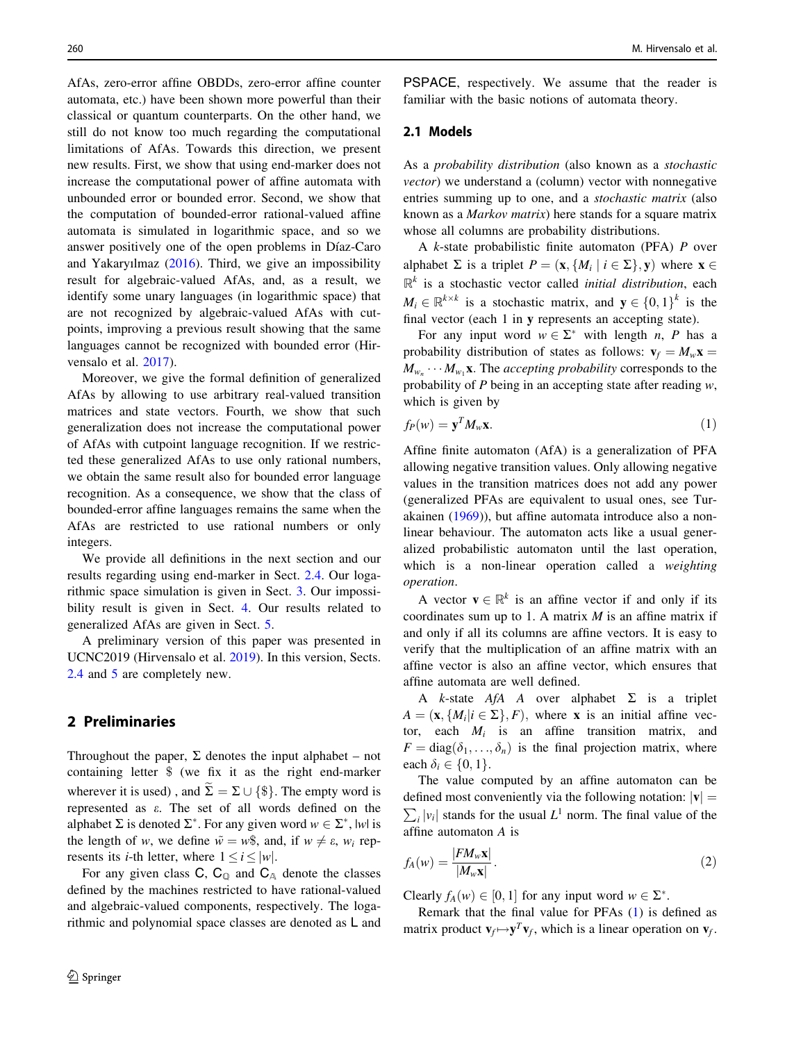AfAs, zero-error affine OBDDs, zero-error affine counter automata, etc.) have been shown more powerful than their classical or quantum counterparts. On the other hand, we still do not know too much regarding the computational limitations of AfAs. Towards this direction, we present new results. First, we show that using end-marker does not increase the computational power of affine automata with unbounded error or bounded error. Second, we show that the computation of bounded-error rational-valued affine automata is simulated in logarithmic space, and so we answer positively one of the open problems in Díaz-Caro and Yakaryılmaz (2016). Third, we give an impossibility result for algebraic-valued AfAs, and, as a result, we identify some unary languages (in logarithmic space) that are not recognized by algebraic-valued AfAs with cutpoints, improving a previous result showing that the same languages cannot be recognized with bounded error (Hirvensalo et al. 2017).

Moreover, we give the formal definition of generalized AfAs by allowing to use arbitrary real-valued transition matrices and state vectors. Fourth, we show that such generalization does not increase the computational power of AfAs with cutpoint language recognition. If we restricted these generalized AfAs to use only rational numbers, we obtain the same result also for bounded error language recognition. As a consequence, we show that the class of bounded-error affine languages remains the same when the AfAs are restricted to use rational numbers or only integers.

We provide all definitions in the next section and our results regarding using end-marker in Sect. 2.4. Our logarithmic space simulation is given in Sect. 3. Our impossibility result is given in Sect. 4. Our results related to generalized AfAs are given in Sect. 5.

A preliminary version of this paper was presented in UCNC2019 (Hirvensalo et al. 2019). In this version, Sects. 2.4 and 5 are completely new.

## 2 Preliminaries

Throughout the paper, $\Sigma$ denotes the input alphabet – not containing letter \$ (we fix it as the right end-marker wherever it is used) , and $\widetilde{\Sigma} = \Sigma \cup \{\$\}$. The empty word is represented as $\varepsilon$. The set of all words defined on the alphabet $\Sigma$ is denoted $\Sigma^*$. For any given word $w \in \Sigma^*$, $|w|$ is the length of $w$, we define $\tilde{w} = w\$$, and, if $w \neq \varepsilon$, $w_i$ represents its $i$-th letter, where $1 \leq i \leq |w|$.

For any given class $\mathsf{C}$, $\mathsf{C}_{\mathbb{Q}}$ and $\mathsf{C}_{\mathbb{A}}$ denote the classes defined by the machines restricted to have rational-valued and algebraic-valued components, respectively. The logarithmic and polynomial space classes are denoted as $\mathsf{L}$ and $\mathsf{PSPACE}$, respectively. We assume that the reader is familiar with the basic notions of automata theory.

### 2.1 Models

As a *probability distribution* (also known as a *stochastic vector*) we understand a (column) vector with nonnegative entries summing up to one, and a *stochastic matrix* (also known as a *Markov matrix*) here stands for a square matrix whose all columns are probability distributions.

A $k$-state probabilistic finite automaton (PFA) $P$ over alphabet $\Sigma$ is a triplet $P = (\mathbf{x}, \{M_i \mid i \in \Sigma\}, \mathbf{y})$ where $\mathbf{x} \in \mathbb{R}^k$ is a stochastic vector called *initial distribution*, each $M_i \in \mathbb{R}^{k \times k}$ is a stochastic matrix, and $\mathbf{y} \in \{0,1\}^k$ is the final vector (each 1 in $\mathbf{y}$ represents an accepting state).

For any input word $w \in \Sigma^*$ with length $n$, $P$ has a probability distribution of states as follows: $\mathbf{v}_f = M_w \mathbf{x} = M_{w_n} \cdots M_{w_1} \mathbf{x}$. The *accepting probability* corresponds to the probability of $P$ being in an accepting state after reading $w$, which is given by

$$f_P(w) = \mathbf{y}^T M_w \mathbf{x}. \tag{1}$$

Affine finite automaton (AfA) is a generalization of PFA allowing negative transition values. Only allowing negative values in the transition matrices does not add any power (generalized PFAs are equivalent to usual ones, see Turakainen (1969)), but affine automata introduce also a non-linear behaviour. The automaton acts like a usual generalized probabilistic automaton until the last operation, which is a non-linear operation called a *weighting operation*.

A vector $\mathbf{v} \in \mathbb{R}^k$ is an affine vector if and only if its coordinates sum up to 1. A matrix $M$ is an affine matrix if and only if all its columns are affine vectors. It is easy to verify that the multiplication of an affine matrix with an affine vector is also an affine vector, which ensures that affine automata are well defined.

A $k$-state *AfA* $A$ over alphabet $\Sigma$ is a triplet $A = (\mathbf{x}, \{M_i | i \in \Sigma\}, F)$, where $\mathbf{x}$ is an initial affine vector, each $M_i$ is an affine transition matrix, and $F = \mathrm{diag}(\delta_1, \ldots, \delta_n)$ is the final projection matrix, where each $\delta_i \in \{0,1\}$.

The value computed by an affine automaton can be defined most conveniently via the following notation: $|\mathbf{v}| = \sum_i |v_i|$ stands for the usual $L^1$ norm. The final value of the affine automaton $A$ is

$$f_A(w) = \frac{|F M_w \mathbf{x}|}{|M_w \mathbf{x}|}. \tag{2}$$

Clearly $f_A(w) \in [0,1]$ for any input word $w \in \Sigma^*$.

Remark that the final value for PFAs (1) is defined as matrix product $\mathbf{v}_f \mapsto \mathbf{y}^T \mathbf{v}_f$, which is a linear operation on $\mathbf{v}_f$.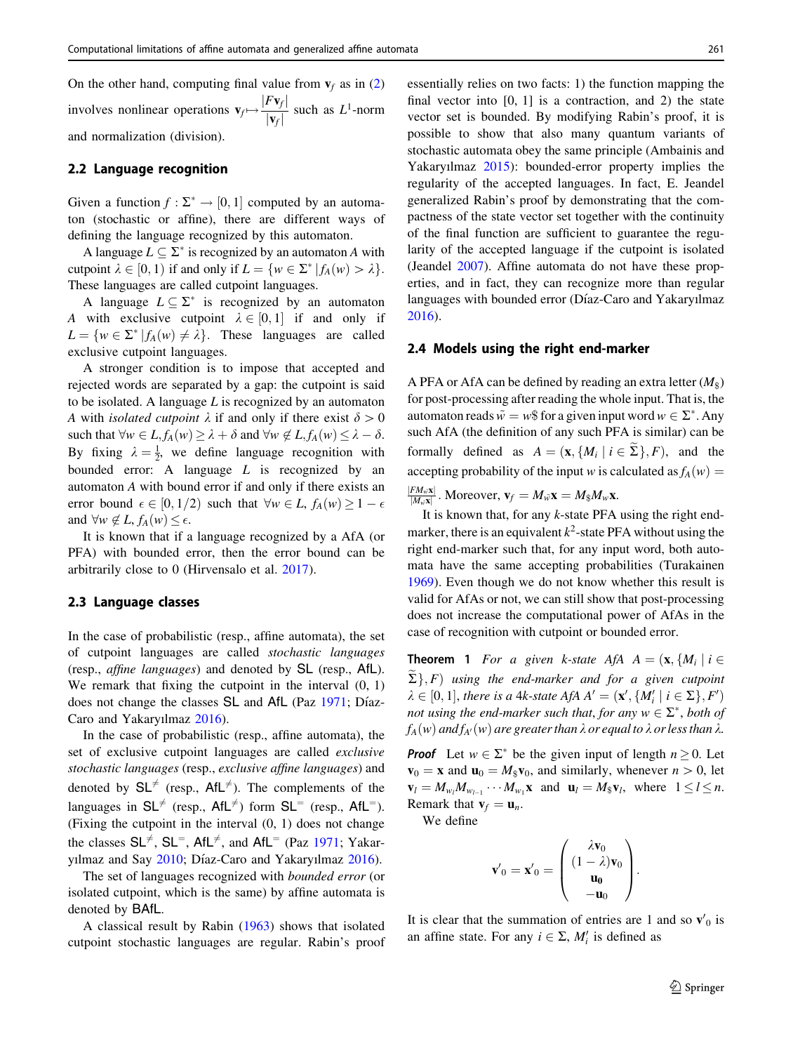On the other hand, computing final value from $\mathbf{v}_f$ as in (2) involves nonlinear operations $\mathbf{v}_f \mapsto \frac{|F\mathbf{v}_f|}{|\mathbf{v}_f|}$ such as $L^1$-norm and normalization (division).

### 2.2 Language recognition

Given a function $f : \Sigma^* \to [0,1]$ computed by an automaton (stochastic or affine), there are different ways of defining the language recognized by this automaton.

A language $L \subseteq \Sigma^*$ is recognized by an automaton $A$ with cutpoint $\lambda \in [0,1)$ if and only if $L = \{w \in \Sigma^* \mid f_A(w) > \lambda\}$. These languages are called cutpoint languages.

A language $L \subseteq \Sigma^*$ is recognized by an automaton $A$ with exclusive cutpoint $\lambda \in [0,1]$ if and only if $L = \{w \in \Sigma^* \mid f_A(w) \neq \lambda\}$. These languages are called exclusive cutpoint languages.

A stronger condition is to impose that accepted and rejected words are separated by a gap: the cutpoint is said to be isolated. A language $L$ is recognized by an automaton $A$ with *isolated cutpoint* $\lambda$ if and only if there exist $\delta > 0$ such that $\forall w \in L, f_A(w) \geq \lambda + \delta$ and $\forall w \notin L, f_A(w) \leq \lambda - \delta$. By fixing $\lambda = \frac{1}{2}$, we define language recognition with bounded error: A language $L$ is recognized by an automaton $A$ with bound error if and only if there exists an error bound $\epsilon \in [0, 1/2)$ such that $\forall w \in L,\ f_A(w) \geq 1 - \epsilon$ and $\forall w \notin L,\ f_A(w) \leq \epsilon$.

It is known that if a language recognized by a AfA (or PFA) with bounded error, then the error bound can be arbitrarily close to 0 (Hirvensalo et al. 2017).

### 2.3 Language classes

In the case of probabilistic (resp., affine automata), the set of cutpoint languages are called *stochastic languages* (resp., *affine languages*) and denoted by $\mathsf{SL}$ (resp., $\mathsf{AfL}$). We remark that fixing the cutpoint in the interval (0, 1) does not change the classes $\mathsf{SL}$ and $\mathsf{AfL}$ (Paz 1971; Díaz-Caro and Yakaryılmaz 2016).

In the case of probabilistic (resp., affine automata), the set of exclusive cutpoint languages are called *exclusive stochastic languages* (resp., *exclusive affine languages*) and denoted by $\mathsf{SL}^{\neq}$ (resp., $\mathsf{AfL}^{\neq}$). The complements of the languages in $\mathsf{SL}^{\neq}$ (resp., $\mathsf{AfL}^{\neq}$) form $\mathsf{SL}^{=}$ (resp., $\mathsf{AfL}^{=}$). (Fixing the cutpoint in the interval (0, 1) does not change the classes $\mathsf{SL}^{\neq}$, $\mathsf{SL}^{=}$, $\mathsf{AfL}^{\neq}$, and $\mathsf{AfL}^{=}$ (Paz 1971; Yakaryılmaz and Say 2010; Díaz-Caro and Yakaryılmaz 2016).

The set of languages recognized with *bounded error* (or isolated cutpoint, which is the same) by affine automata is denoted by $\mathsf{BAfL}$.

A classical result by Rabin (1963) shows that isolated cutpoint stochastic languages are regular. Rabin's proof essentially relies on two facts: 1) the function mapping the final vector into [0, 1] is a contraction, and 2) the state vector set is bounded. By modifying Rabin's proof, it is possible to show that also many quantum variants of stochastic automata obey the same principle (Ambainis and Yakaryılmaz 2015): bounded-error property implies the regularity of the accepted languages. In fact, E. Jeandel generalized Rabin's proof by demonstrating that the compactness of the state vector set together with the continuity of the final function are sufficient to guarantee the regularity of the accepted language if the cutpoint is isolated (Jeandel 2007). Affine automata do not have these properties, and in fact, they can recognize more than regular languages with bounded error (Díaz-Caro and Yakaryılmaz 2016).

### 2.4 Models using the right end-marker

A PFA or AfA can be defined by reading an extra letter ($M_\$$) for post-processing after reading the whole input. That is, the automaton reads $\tilde{w} = w\$$ for a given input word $w \in \Sigma^*$. Any such AfA (the definition of any such PFA is similar) can be formally defined as $A = (\mathbf{x}, \{M_i \mid i \in \tilde{\Sigma}\}, F)$, and the accepting probability of the input $w$ is calculated as $f_A(w) = \frac{|FM_{\tilde{w}}\mathbf{x}|}{|M_{\tilde{w}}\mathbf{x}|}$. Moreover, $\mathbf{v}_f = M_{\tilde{w}}\mathbf{x} = M_\$ M_w \mathbf{x}$.

It is known that, for any $k$-state PFA using the right end-marker, there is an equivalent $k^2$-state PFA without using the right end-marker such that, for any input word, both automata have the same accepting probabilities (Turakainen 1969). Even though we do not know whether this result is valid for AfAs or not, we can still show that post-processing does not increase the computational power of AfAs in the case of recognition with cutpoint or bounded error.

**Theorem 1** *For a given $k$-state AfA $A = (\mathbf{x}, \{M_i \mid i \in \tilde{\Sigma}\}, F)$ using the end-marker and for a given cutpoint $\lambda \in [0,1]$, there is a $4k$-state AfA $A' = (\mathbf{x}', \{M'_i \mid i \in \Sigma\}, F')$ not using the end-marker such that, for any $w \in \Sigma^*$, both of $f_A(w)$ and $f_{A'}(w)$ are greater than $\lambda$ or equal to $\lambda$ or less than $\lambda$.*

***Proof*** Let $w \in \Sigma^*$ be the given input of length $n \geq 0$. Let $\mathbf{v}_0 = \mathbf{x}$ and $\mathbf{u}_0 = M_\$\mathbf{v}_0$, and similarly, whenever $n > 0$, let $\mathbf{v}_l = M_{w_l}M_{w_{l-1}} \cdots M_{w_1}\mathbf{x}$ and $\mathbf{u}_l = M_\$\mathbf{v}_l$, where $1 \leq l \leq n$. Remark that $\mathbf{v}_f = \mathbf{u}_n$.

We define

$$\mathbf{v}'_0 = \mathbf{x}'_0 = \begin{pmatrix} \lambda \mathbf{v}_0 \\ (1-\lambda)\mathbf{v}_0 \\ \mathbf{u}_0 \\ -\mathbf{u}_0 \end{pmatrix}.$$

It is clear that the summation of entries are 1 and so $\mathbf{v}'_0$ is an affine state. For any $i \in \Sigma$, $M'_i$ is defined as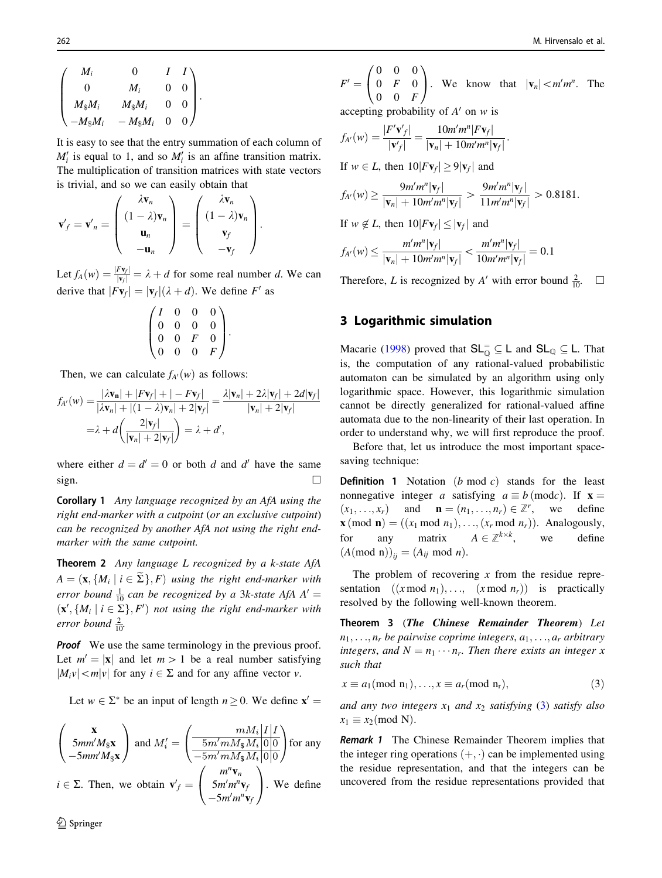$$\begin{pmatrix} M_i & 0 & I & I \\ 0 & M_i & 0 & 0 \\ M_{\$}M_i & M_{\$}M_i & 0 & 0 \\ -M_{\$}M_i & -M_{\$}M_i & 0 & 0 \end{pmatrix}.$$

It is easy to see that the entry summation of each column of $M'_i$ is equal to 1, and so $M'_i$ is an affine transition matrix. The multiplication of transition matrices with state vectors is trivial, and so we can easily obtain that

$$\mathbf{v}'_f = \mathbf{v}'_n = \begin{pmatrix} \lambda \mathbf{v}_n \\ (1-\lambda)\mathbf{v}_n \\ \mathbf{u}_n \\ -\mathbf{u}_n \end{pmatrix} = \begin{pmatrix} \lambda \mathbf{v}_n \\ (1-\lambda)\mathbf{v}_n \\ \mathbf{v}_f \\ -\mathbf{v}_f \end{pmatrix}.$$

Let $f_A(w) = \frac{|F\mathbf{v}_f|}{|\mathbf{v}_f|} = \lambda + d$ for some real number $d$. We can derive that $|F\mathbf{v}_f| = |\mathbf{v}_f|(\lambda + d)$. We define $F'$ as

$$\begin{pmatrix} I & 0 & 0 & 0 \\ 0 & 0 & 0 & 0 \\ 0 & 0 & F & 0 \\ 0 & 0 & 0 & F \end{pmatrix}.$$

Then, we can calculate $f_{A'}(w)$ as follows:

$$\begin{aligned} f_{A'}(w) &= \frac{|\lambda \mathbf{v_n}| + |F\mathbf{v}_f| + |-F\mathbf{v}_f|}{|\lambda \mathbf{v}_n| + |(1-\lambda)\mathbf{v}_n| + 2|\mathbf{v}_f|} = \frac{\lambda|\mathbf{v}_n| + 2\lambda|\mathbf{v}_f| + 2d|\mathbf{v}_f|}{|\mathbf{v}_n| + 2|\mathbf{v}_f|} \\ &= \lambda + d\left(\frac{2|\mathbf{v}_f|}{|\mathbf{v}_n| + 2|\mathbf{v}_f|}\right) = \lambda + d', \end{aligned}$$

where either $d = d' = 0$ or both $d$ and $d'$ have the same sign. $\square$

**Corollary 1** *Any language recognized by an AfA using the right end-marker with a cutpoint (or an exclusive cutpoint) can be recognized by another AfA not using the right end-marker with the same cutpoint.*

**Theorem 2** *Any language $L$ recognized by a $k$-state AfA $A = (\mathbf{x}, \{M_i \mid i \in \widetilde{\Sigma}\}, F)$ using the right end-marker with error bound $\frac{1}{10}$ can be recognized by a $3k$-state AfA $A' = (\mathbf{x}', \{M_i \mid i \in \Sigma\}, F')$ not using the right end-marker with error bound $\frac{2}{10}$.*

***Proof*** We use the same terminology in the previous proof. Let $m' = |\mathbf{x}|$ and let $m > 1$ be a real number satisfying $|M_i v| < m|v|$ for any $i \in \Sigma$ and for any affine vector $v$.

Let $w \in \Sigma^*$ be an input of length $n \geq 0$. We define $\mathbf{x}' = \begin{pmatrix} \mathbf{x} \\ 5mm'M_{\$}\mathbf{x} \\ -5mm'M_{\$}\mathbf{x} \end{pmatrix}$ and $M'_i = \left(\begin{array}{c|c|c} mM_i & I & I \\ \hline 5m'mM_{\$}M_i & 0 & 0 \\ \hline -5m'mM_{\$}M_i & 0 & 0 \end{array}\right)$ for any $i \in \Sigma$. Then, we obtain $\mathbf{v}'_f = \begin{pmatrix} m^n \mathbf{v}_n \\ 5m'm^n \mathbf{v}_f \\ -5m'm^n \mathbf{v}_f \end{pmatrix}$. We define $F' = \begin{pmatrix} 0 & 0 & 0 \\ 0 & F & 0 \\ 0 & 0 & F \end{pmatrix}$. We know that $|\mathbf{v}_n| < m'm^n$. The accepting probability of $A'$ on $w$ is

$$f_{A'}(w) = \frac{|F'\mathbf{v}'_f|}{|\mathbf{v}'_f|} = \frac{10m'm^n|F\mathbf{v}_f|}{|\mathbf{v}_n| + 10m'm^n|\mathbf{v}_f|}.$$

If $w \in L$, then $10|F\mathbf{v}_f| \geq 9|\mathbf{v}_f|$ and

$$f_{A'}(w) \geq \frac{9m'm^n|\mathbf{v}_f|}{|\mathbf{v}_n| + 10m'm^n|\mathbf{v}_f|} > \frac{9m'm^n|\mathbf{v}_f|}{11m'm^n|\mathbf{v}_f|} > 0.8181.$$

If $w \notin L$, then $10|F\mathbf{v}_f| \leq |\mathbf{v}_f|$ and

$$f_{A'}(w) \leq \frac{m'm^n|\mathbf{v}_f|}{|\mathbf{v}_n| + 10m'm^n|\mathbf{v}_f|} < \frac{m'm^n|\mathbf{v}_f|}{10m'm^n|\mathbf{v}_f|} = 0.1$$

Therefore, $L$ is recognized by $A'$ with error bound $\frac{2}{10}$. $\square$

## 3 Logarithmic simulation

Macarie (1998) proved that $\mathsf{SL}^{=}_{\mathbb{Q}} \subseteq \mathsf{L}$ and $\mathsf{SL}_{\mathbb{Q}} \subseteq \mathsf{L}$. That is, the computation of any rational-valued probabilistic automaton can be simulated by an algorithm using only logarithmic space. However, this logarithmic simulation cannot be directly generalized for rational-valued affine automata due to the non-linearity of their last operation. In order to understand why, we will first reproduce the proof.

Before that, let us introduce the most important space-saving technique:

**Definition 1** Notation $(b \bmod c)$ stands for the least nonnegative integer $a$ satisfying $a \equiv b \,(\mathrm{mod}\, c)$. If $\mathbf{x} = (x_1, \ldots, x_r)$ and $\mathbf{n} = (n_1, \ldots, n_r) \in \mathbb{Z}^r$, we define $\mathbf{x} \,(\mathrm{mod}\, \mathbf{n}) = ((x_1 \bmod n_1), \ldots, (x_r \bmod n_r))$. Analogously, for any matrix $A \in \mathbb{Z}^{k \times k}$, we define $(A (\mathrm{mod}\, \mathrm{n}))_{ij} = (A_{ij} \bmod n)$.

The problem of recovering $x$ from the residue representation $((x \bmod n_1), \ldots, (x \bmod n_r))$ is practically resolved by the following well-known theorem.

**Theorem 3** ***(The Chinese Remainder Theorem)*** *Let $n_1, \ldots, n_r$ be pairwise coprime integers, $a_1, \ldots, a_r$ arbitrary integers, and $N = n_1 \cdots n_r$. Then there exists an integer $x$ such that*

$$x \equiv a_1 (\mathrm{mod}\ \mathrm{n}_1), \ldots, x \equiv a_r (\mathrm{mod}\ \mathrm{n}_r), \tag{3}$$

*and any two integers $x_1$ and $x_2$ satisfying (3) satisfy also $x_1 \equiv x_2 (\mathrm{mod}\ \mathrm{N})$.*

***Remark 1*** The Chinese Remainder Theorem implies that the integer ring operations $(+, \cdot)$ can be implemented using the residue representation, and that the integers can be uncovered from the residue representations provided that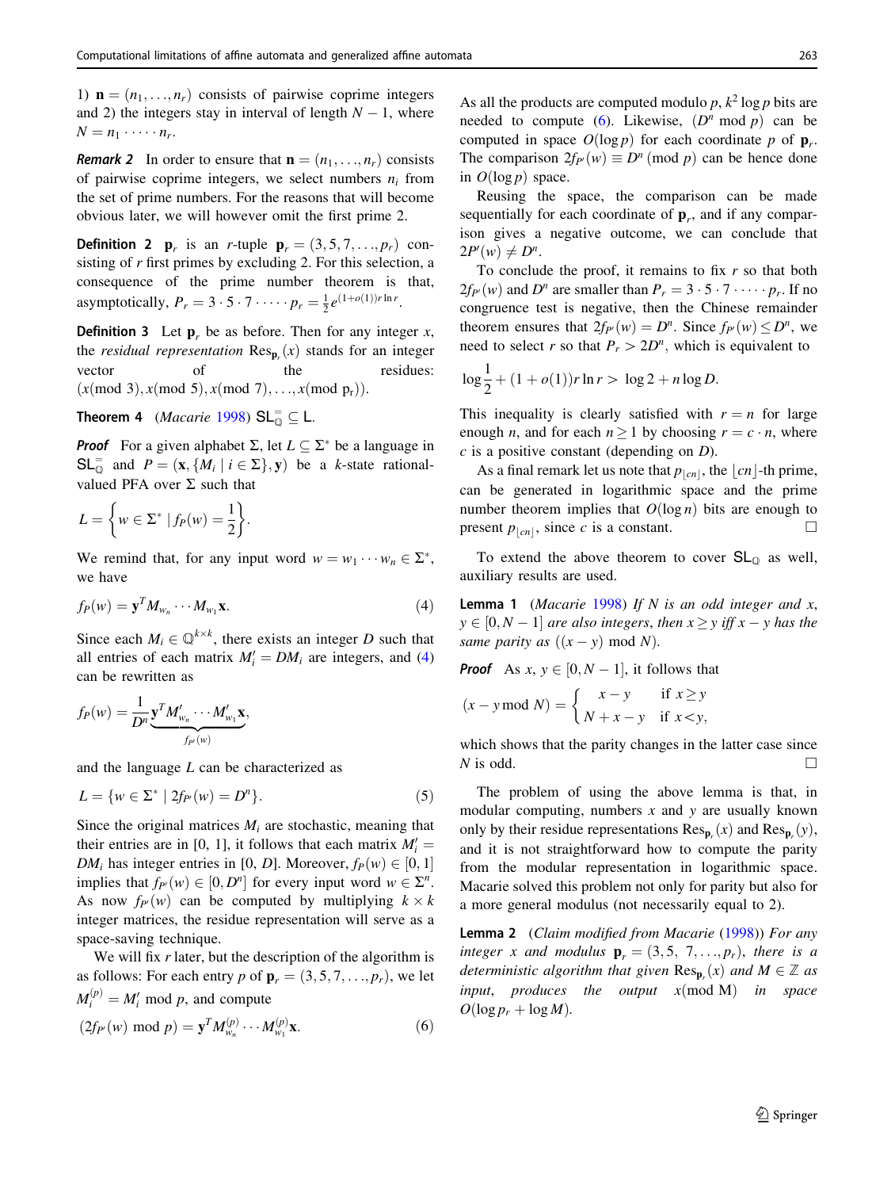1) $\mathbf{n} = (n_1, \ldots, n_r)$ consists of pairwise coprime integers and 2) the integers stay in interval of length $N - 1$, where $N = n_1 \cdot \cdots \cdot n_r$.

***Remark 2*** In order to ensure that $\mathbf{n} = (n_1, \ldots, n_r)$ consists of pairwise coprime integers, we select numbers $n_i$ from the set of prime numbers. For the reasons that will become obvious later, we will however omit the first prime 2.

**Definition 2** $\mathbf{p}_r$ is an $r$-tuple $\mathbf{p}_r = (3, 5, 7, \ldots, p_r)$ consisting of $r$ first primes by excluding 2. For this selection, a consequence of the prime number theorem is that, asymptotically, $P_r = 3 \cdot 5 \cdot 7 \cdot \cdots \cdot p_r = \frac{1}{2}e^{(1+o(1))r \ln r}$.

**Definition 3** Let $\mathbf{p}_r$ be as before. Then for any integer $x$, the *residual representation* $\mathrm{Res}_{\mathbf{p}_r}(x)$ stands for an integer vector of the residues: $(x(\bmod 3), x(\bmod 5), x(\bmod 7), \ldots, x(\bmod \mathrm{p_r}))$.

**Theorem 4** (*Macarie* 1998) $\mathsf{SL}_{\mathbb{Q}}^{=} \subseteq \mathsf{L}$.

***Proof*** For a given alphabet $\Sigma$, let $L \subseteq \Sigma^*$ be a language in $\mathsf{SL}_{\mathbb{Q}}^{=}$ and $P = (\mathbf{x}, \{M_i \mid i \in \Sigma\}, \mathbf{y})$ be a $k$-state rational-valued PFA over $\Sigma$ such that

$$L = \left\{ w \in \Sigma^* \mid f_P(w) = \frac{1}{2} \right\}.$$

We remind that, for any input word $w = w_1 \cdots w_n \in \Sigma^*$, we have

$$f_P(w) = \mathbf{y}^T M_{w_n} \cdots M_{w_1} \mathbf{x}. \tag{4}$$

Since each $M_i \in \mathbb{Q}^{k \times k}$, there exists an integer $D$ such that all entries of each matrix $M_i' = DM_i$ are integers, and (4) can be rewritten as

$$f_P(w) = \frac{1}{D^n} \underbrace{\mathbf{y}^T M_{w_n}' \cdots M_{w_1}' \mathbf{x}}_{f_{P'}(w)},$$

and the language $L$ can be characterized as

$$L = \{ w \in \Sigma^* \mid 2f_{P'}(w) = D^n \}. \tag{5}$$

Since the original matrices $M_i$ are stochastic, meaning that their entries are in [0, 1], it follows that each matrix $M_i' = DM_i$ has integer entries in $[0, D]$. Moreover, $f_P(w) \in [0, 1]$ implies that $f_{P'}(w) \in [0, D^n]$ for every input word $w \in \Sigma^n$. As now $f_{P'}(w)$ can be computed by multiplying $k \times k$ integer matrices, the residue representation will serve as a space-saving technique.

We will fix $r$ later, but the description of the algorithm is as follows: For each entry $p$ of $\mathbf{p}_r = (3, 5, 7, \ldots, p_r)$, we let $M_i^{(p)} = M_i' \bmod p$, and compute

$$(2f_{P'}(w) \bmod p) = \mathbf{y}^T M_{w_n}^{(p)} \cdots M_{w_1}^{(p)} \mathbf{x}. \tag{6}$$

As all the products are computed modulo $p$, $k^2 \log p$ bits are needed to compute (6). Likewise, $(D^n \bmod p)$ can be computed in space $O(\log p)$ for each coordinate $p$ of $\mathbf{p}_r$. The comparison $2f_{P'}(w) \equiv D^n \pmod p$ can be hence done in $O(\log p)$ space.

Reusing the space, the comparison can be made sequentially for each coordinate of $\mathbf{p}_r$, and if any comparison gives a negative outcome, we can conclude that $2P'(w) \neq D^n$.

To conclude the proof, it remains to fix $r$ so that both $2f_{P'}(w)$ and $D^n$ are smaller than $P_r = 3 \cdot 5 \cdot 7 \cdot \cdots \cdot p_r$. If no congruence test is negative, then the Chinese remainder theorem ensures that $2f_{P'}(w) = D^n$. Since $f_{P'}(w) \leq D^n$, we need to select $r$ so that $P_r > 2D^n$, which is equivalent to

$$\log \frac{1}{2} + (1 + o(1)) r \ln r > \log 2 + n \log D.$$

This inequality is clearly satisfied with $r = n$ for large enough $n$, and for each $n \geq 1$ by choosing $r = c \cdot n$, where $c$ is a positive constant (depending on $D$).

As a final remark let us note that $p_{\lfloor cn \rfloor}$, the $\lfloor cn \rfloor$-th prime, can be generated in logarithmic space and the prime number theorem implies that $O(\log n)$ bits are enough to present $p_{\lfloor cn \rfloor}$, since $c$ is a constant. $\square$

To extend the above theorem to cover $\mathsf{SL}_{\mathbb{Q}}$ as well, auxiliary results are used.

**Lemma 1** (*Macarie* 1998) *If $N$ is an odd integer and $x$, $y \in [0, N-1]$ are also integers, then $x \geq y$ iff $x - y$ has the same parity as $((x - y) \bmod N)$.*

***Proof*** As $x, y \in [0, N - 1]$, it follows that

$$(x - y \bmod N) = \begin{cases} x - y & \text{if } x \geq y \\ N + x - y & \text{if } x < y, \end{cases}$$

which shows that the parity changes in the latter case since $N$ is odd. $\square$

The problem of using the above lemma is that, in modular computing, numbers $x$ and $y$ are usually known only by their residue representations $\mathrm{Res}_{\mathbf{p}_r}(x)$ and $\mathrm{Res}_{\mathbf{p}_r}(y)$, and it is not straightforward how to compute the parity from the modular representation in logarithmic space. Macarie solved this problem not only for parity but also for a more general modulus (not necessarily equal to 2).

**Lemma 2** (*Claim modified from Macarie* (1998)) *For any integer $x$ and modulus $\mathbf{p}_r = (3, 5, 7, \ldots, p_r)$, there is a deterministic algorithm that given $\mathrm{Res}_{\mathbf{p}_r}(x)$ and $M \in \mathbb{Z}$ as input, produces the output $x(\bmod \mathrm{M})$ in space $O(\log p_r + \log M)$.*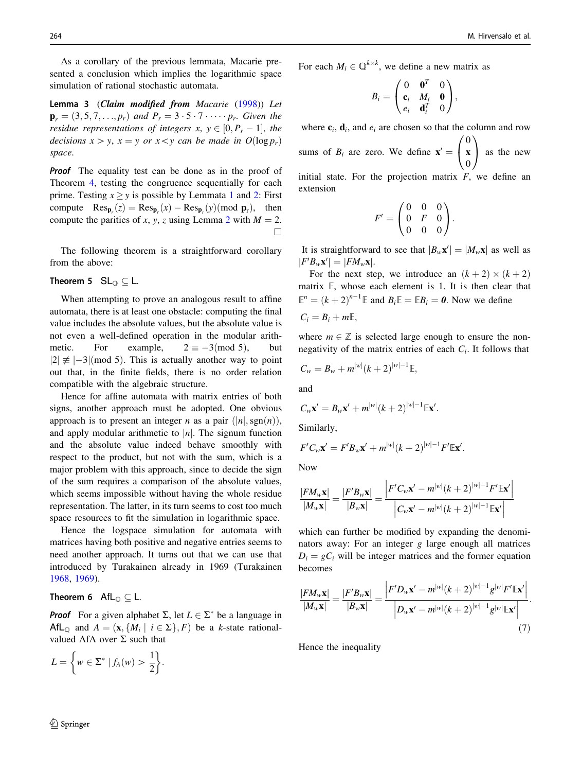As a corollary of the previous lemmata, Macarie presented a conclusion which implies the logarithmic space simulation of rational stochastic automata.

**Lemma 3** (*Claim modified from* Macarie (1998)) *Let* $\mathbf{p}_r = (3, 5, 7, \ldots, p_r)$ *and* $P_r = 3 \cdot 5 \cdot 7 \cdot \cdots \cdot p_r$. *Given the residue representations of integers* $x$, $y \in [0, P_r - 1]$, *the decisions* $x > y$, $x = y$ *or* $x < y$ *can be made in* $O(\log p_r)$ *space.*

***Proof*** The equality test can be done as in the proof of Theorem 4, testing the congruence sequentially for each prime. Testing $x \geq y$ is possible by Lemmata 1 and 2: First compute $\mathrm{Res}_{\mathbf{p}_r}(z) = \mathrm{Res}_{\mathbf{p}_r}(x) - \mathrm{Res}_{\mathbf{p}_r}(y) (\mathrm{mod}\ \mathbf{p}_r)$, then compute the parities of $x$, $y$, $z$ using Lemma 2 with $M = 2$. □

The following theorem is a straightforward corollary from the above:

**Theorem 5** $\mathsf{SL}_{\mathbb{Q}} \subseteq \mathsf{L}$.

When attempting to prove an analogous result to affine automata, there is at least one obstacle: computing the final value includes the absolute values, but the absolute value is not even a well-defined operation in the modular arithmetic. For example, $2 \equiv -3 (\mathrm{mod}\ 5)$, but $|2| \not\equiv |-3| (\mathrm{mod}\ 5)$. This is actually another way to point out that, in the finite fields, there is no order relation compatible with the algebraic structure.

Hence for affine automata with matrix entries of both signs, another approach must be adopted. One obvious approach is to present an integer $n$ as a pair $(|n|, \mathrm{sgn}(n))$, and apply modular arithmetic to $|n|$. The signum function and the absolute value indeed behave smoothly with respect to the product, but not with the sum, which is a major problem with this approach, since to decide the sign of the sum requires a comparison of the absolute values, which seems impossible without having the whole residue representation. The latter, in its turn seems to cost too much space resources to fit the simulation in logarithmic space.

Hence the logspace simulation for automata with matrices having both positive and negative entries seems to need another approach. It turns out that we can use that introduced by Turakainen already in 1969 (Turakainen 1968, 1969).

**Theorem 6** $\mathsf{AfL}_{\mathbb{Q}} \subseteq \mathsf{L}$.

***Proof*** For a given alphabet $\Sigma$, let $L \in \Sigma^*$ be a language in $\mathsf{AfL}_{\mathbb{Q}}$ and $A = (\mathbf{x}, \{M_i \mid i \in \Sigma\}, F)$ be a $k$-state rational-valued AfA over $\Sigma$ such that

$$L = \left\{ w \in \Sigma^* \mid f_A(w) > \frac{1}{2} \right\}.$$

For each $M_i \in \mathbb{Q}^{k \times k}$, we define a new matrix as

$$B_i = \begin{pmatrix} 0 & \mathbf{0}^T & 0 \\ \mathbf{c}_i & M_i & \mathbf{0} \\ e_i & \mathbf{d}_i^T & 0 \end{pmatrix},$$

where $\mathbf{c}_i$, $\mathbf{d}_i$, and $e_i$ are chosen so that the column and row sums of $B_i$ are zero. We define $\mathbf{x}' = \begin{pmatrix} 0 \\ \mathbf{x} \\ 0 \end{pmatrix}$ as the new initial state. For the projection matrix $F$, we define an extension

$$F' = \begin{pmatrix} 0 & 0 & 0 \\ 0 & F & 0 \\ 0 & 0 & 0 \end{pmatrix}.$$

It is straightforward to see that $|B_w \mathbf{x}'| = |M_w \mathbf{x}|$ as well as $|F' B_w \mathbf{x}'| = |F M_w \mathbf{x}|$.

For the next step, we introduce an $(k+2) \times (k+2)$ matrix $\mathbb{E}$, whose each element is 1. It is then clear that $\mathbb{E}^n = (k+2)^{n-1} \mathbb{E}$ and $B_i \mathbb{E} = \mathbb{E} B_i = \boldsymbol{0}$. Now we define

$$C_i = B_i + m\mathbb{E},$$

where $m \in \mathbb{Z}$ is selected large enough to ensure the non-negativity of the matrix entries of each $C_i$. It follows that

$$C_w = B_w + m^{|w|}(k+2)^{|w|-1}\mathbb{E},$$

and

$$C_w \mathbf{x}' = B_w \mathbf{x}' + m^{|w|}(k+2)^{|w|-1}\mathbb{E}\mathbf{x}'.$$

Similarly,

$$F' C_w \mathbf{x}' = F' B_w \mathbf{x}' + m^{|w|}(k+2)^{|w|-1} F' \mathbb{E}\mathbf{x}'.$$

Now

$$\frac{|F M_w \mathbf{x}|}{|M_w \mathbf{x}|} = \frac{|F' B_w \mathbf{x}|}{|B_w \mathbf{x}|} = \frac{\left| F' C_w \mathbf{x}' - m^{|w|}(k+2)^{|w|-1} F' \mathbb{E}\mathbf{x}' \right|}{\left| C_w \mathbf{x}' - m^{|w|}(k+2)^{|w|-1} \mathbb{E}\mathbf{x}' \right|}$$

which can further be modified by expanding the denominators away: For an integer $g$ large enough all matrices $D_i = g C_i$ will be integer matrices and the former equation becomes

$$\frac{|F M_w \mathbf{x}|}{|M_w \mathbf{x}|} = \frac{|F' B_w \mathbf{x}|}{|B_w \mathbf{x}|} = \frac{\left| F' D_w \mathbf{x}' - m^{|w|}(k+2)^{|w|-1} g^{|w|} F' \mathbb{E}\mathbf{x}' \right|}{\left| D_w \mathbf{x}' - m^{|w|}(k+2)^{|w|-1} g^{|w|} \mathbb{E}\mathbf{x}' \right|}. \tag{7}$$

Hence the inequality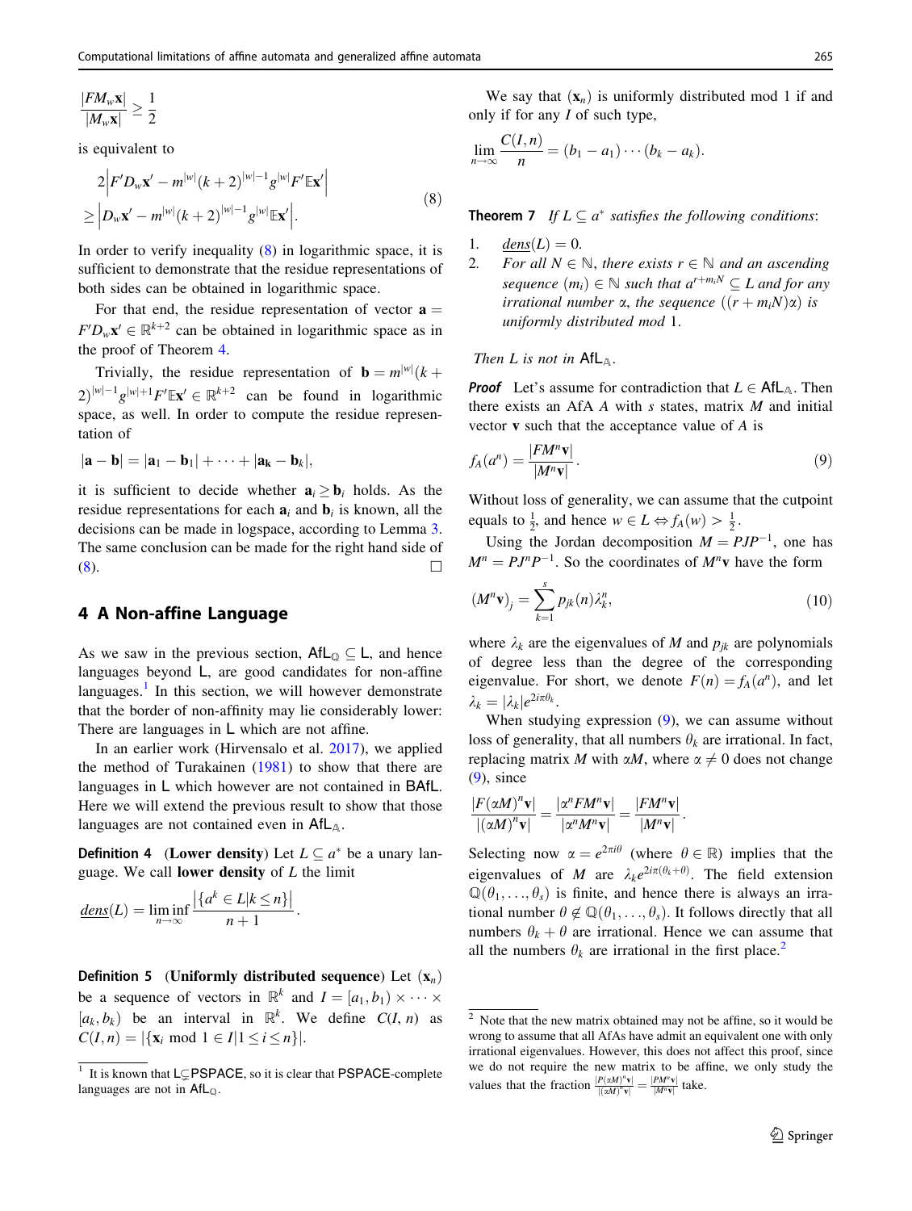$$\frac{|FM_w\mathbf{x}|}{|M_w\mathbf{x}|} \geq \frac{1}{2}$$

is equivalent to

$$\begin{aligned} &2\left|F'D_w\mathbf{x}' - m^{|w|}(k+2)^{|w|-1}g^{|w|}F'\mathbb{E}\mathbf{x}'\right| \\ &\geq \left|D_w\mathbf{x}' - m^{|w|}(k+2)^{|w|-1}g^{|w|}\mathbb{E}\mathbf{x}'\right|. \end{aligned} \tag{8}$$

In order to verify inequality (8) in logarithmic space, it is sufficient to demonstrate that the residue representations of both sides can be obtained in logarithmic space.

For that end, the residue representation of vector $\mathbf{a} = F'D_w\mathbf{x}' \in \mathbb{R}^{k+2}$ can be obtained in logarithmic space as in the proof of Theorem 4.

Trivially, the residue representation of $\mathbf{b} = m^{|w|}(k+2)^{|w|-1}g^{|w|+1}F'\mathbb{E}\mathbf{x}' \in \mathbb{R}^{k+2}$ can be found in logarithmic space, as well. In order to compute the residue representation of

$$|\mathbf{a} - \mathbf{b}| = |\mathbf{a}_1 - \mathbf{b}_1| + \cdots + |\mathbf{a_k} - \mathbf{b}_k|,$$

it is sufficient to decide whether $\mathbf{a}_i \geq \mathbf{b}_i$ holds. As the residue representations for each $\mathbf{a}_i$ and $\mathbf{b}_i$ is known, all the decisions can be made in logspace, according to Lemma 3. The same conclusion can be made for the right hand side of (8). □

## 4 A Non-affine Language

As we saw in the previous section, $\mathsf{AfL}_{\mathbb{Q}} \subseteq \mathsf{L}$, and hence languages beyond $\mathsf{L}$, are good candidates for non-affine languages.[1] In this section, we will however demonstrate that the border of non-affinity may lie considerably lower: There are languages in $\mathsf{L}$ which are not affine.

In an earlier work (Hirvensalo et al. 2017), we applied the method of Turakainen (1981) to show that there are languages in $\mathsf{L}$ which however are not contained in $\mathsf{BAfL}$. Here we will extend the previous result to show that those languages are not contained even in $\mathsf{AfL}_{\mathbb{A}}$.

**Definition 4** (**Lower density**) Let $L \subseteq a^*$ be a unary language. We call **lower density** of $L$ the limit

$$\underline{dens}(L) = \liminf_{n\to\infty} \frac{\left|\{a^k \in L | k \leq n\}\right|}{n+1}.$$

**Definition 5** (**Uniformly distributed sequence**) Let $(\mathbf{x}_n)$ be a sequence of vectors in $\mathbb{R}^k$ and $I = [a_1, b_1) \times \cdots \times [a_k, b_k)$ be an interval in $\mathbb{R}^k$. We define $C(I, n)$ as $C(I, n) = |\{\mathbf{x}_i \bmod 1 \in I | 1 \leq i \leq n\}|$.

We say that $(\mathbf{x}_n)$ is uniformly distributed mod 1 if and only if for any $I$ of such type,

$$\lim_{n\to\infty} \frac{C(I,n)}{n} = (b_1 - a_1)\cdots(b_k - a_k).$$

**Theorem 7** *If $L \subseteq a^*$ satisfies the following conditions*:

1. $\underline{dens}(L) = 0$.
2. *For all $N \in \mathbb{N}$, there exists $r \in \mathbb{N}$ and an ascending sequence $(m_i) \in \mathbb{N}$ such that $a^{r+m_iN} \subseteq L$ and for any irrational number $\alpha$, the sequence $((r + m_iN)\alpha)$ is uniformly distributed mod 1.*

*Then $L$ is not in $\mathsf{AfL}_{\mathbb{A}}$.*

***Proof*** Let's assume for contradiction that $L \in \mathsf{AfL}_{\mathbb{A}}$. Then there exists an AfA $A$ with $s$ states, matrix $M$ and initial vector $\mathbf{v}$ such that the acceptance value of $A$ is

$$f_A(a^n) = \frac{|FM^n\mathbf{v}|}{|M^n\mathbf{v}|}. \tag{9}$$

Without loss of generality, we can assume that the cutpoint equals to $\frac{1}{2}$, and hence $w \in L \Leftrightarrow f_A(w) > \frac{1}{2}$.

Using the Jordan decomposition $M = PJP^{-1}$, one has $M^n = PJ^nP^{-1}$. So the coordinates of $M^n\mathbf{v}$ have the form

$$(M^n\mathbf{v})_j = \sum_{k=1}^{s} p_{jk}(n)\lambda_k^n, \tag{10}$$

where $\lambda_k$ are the eigenvalues of $M$ and $p_{jk}$ are polynomials of degree less than the degree of the corresponding eigenvalue. For short, we denote $F(n) = f_A(a^n)$, and let $\lambda_k = |\lambda_k|e^{2i\pi\theta_k}$.

When studying expression (9), we can assume without loss of generality, that all numbers $\theta_k$ are irrational. In fact, replacing matrix $M$ with $\alpha M$, where $\alpha \neq 0$ does not change (9), since

$$\frac{|F(\alpha M)^n\mathbf{v}|}{|(\alpha M)^n\mathbf{v}|} = \frac{|\alpha^n FM^n\mathbf{v}|}{|\alpha^n M^n\mathbf{v}|} = \frac{|FM^n\mathbf{v}|}{|M^n\mathbf{v}|}.$$

Selecting now $\alpha = e^{2\pi i\theta}$ (where $\theta \in \mathbb{R}$) implies that the eigenvalues of $M$ are $\lambda_k e^{2i\pi(\theta_k+\theta)}$. The field extension $\mathbb{Q}(\theta_1, \ldots, \theta_s)$ is finite, and hence there is always an irrational number $\theta \notin \mathbb{Q}(\theta_1, \ldots, \theta_s)$. It follows directly that all numbers $\theta_k + \theta$ are irrational. Hence we can assume that all the numbers $\theta_k$ are irrational in the first place.[2]

---

[1] It is known that $\mathsf{L} \subsetneq \mathsf{PSPACE}$, so it is clear that $\mathsf{PSPACE}$-complete languages are not in $\mathsf{AfL}_{\mathbb{Q}}$.

[2] Note that the new matrix obtained may not be affine, so it would be wrong to assume that all AfAs have admit an equivalent one with only irrational eigenvalues. However, this does not affect this proof, since we do not require the new matrix to be affine, we only study the values that the fraction $\frac{|P(\alpha M)^n\mathbf{v}|}{|(\alpha M)^n\mathbf{v}|} = \frac{|PM^n\mathbf{v}|}{|M^n\mathbf{v}|}$ take.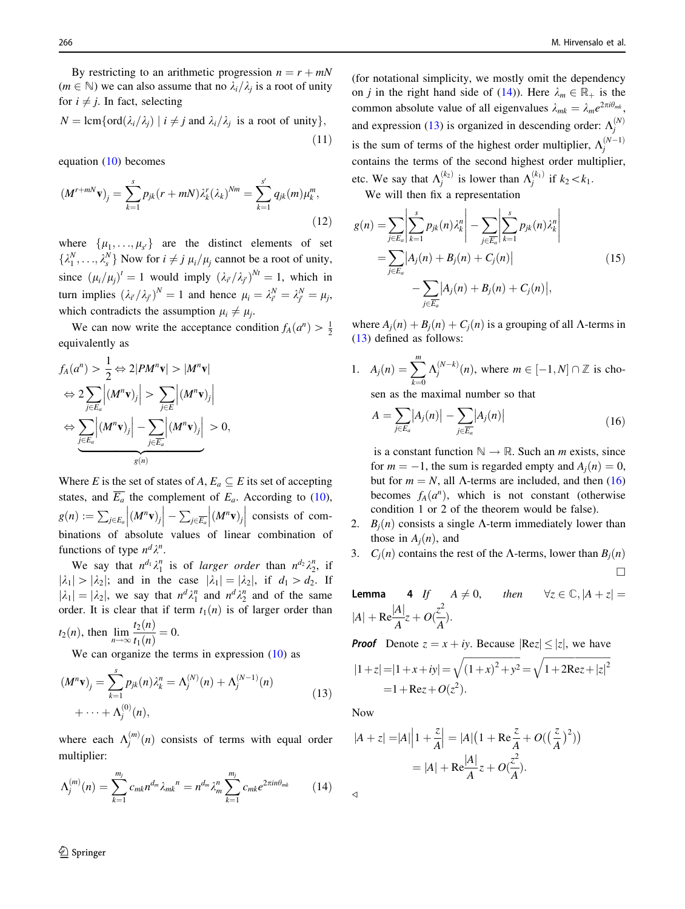By restricting to an arithmetic progression $n = r + mN$ ($m \in \mathbb{N}$) we can also assume that no $\lambda_i/\lambda_j$ is a root of unity for $i \neq j$. In fact, selecting

$$N = \operatorname{lcm}\{\operatorname{ord}(\lambda_i/\lambda_j) \mid i \neq j \text{ and } \lambda_i/\lambda_j \text{ is a root of unity}\}, \tag{11}$$

equation (10) becomes

$$(M^{r+mN}\mathbf{v})_j = \sum_{k=1}^{s} p_{jk}(r+mN)\lambda_k^r(\lambda_k)^{Nm} = \sum_{k=1}^{s'} q_{jk}(m)\mu_k^m, \tag{12}$$

where $\{\mu_1, \ldots, \mu_{s'}\}$ are the distinct elements of set $\{\lambda_1^N, \ldots, \lambda_s^N\}$ Now for $i \neq j$ $\mu_i/\mu_j$ cannot be a root of unity, since $(\mu_i/\mu_j)^t = 1$ would imply $(\lambda_{i'}/\lambda_{j'})^{Nt} = 1$, which in turn implies $(\lambda_{i'}/\lambda_{j'})^N = 1$ and hence $\mu_i = \lambda_{i'}^N = \lambda_{j'}^N = \mu_j$, which contradicts the assumption $\mu_i \neq \mu_j$.

We can now write the acceptance condition $f_A(a^n) > \frac{1}{2}$ equivalently as

$$\begin{aligned}
f_A(a^n) > \frac{1}{2} &\Leftrightarrow 2|PM^n\mathbf{v}| > |M^n\mathbf{v}| \\
&\Leftrightarrow 2\sum_{j\in E_a}\left|(M^n\mathbf{v})_j\right| > \sum_{j\in E}\left|(M^n\mathbf{v})_j\right| \\
&\Leftrightarrow \underbrace{\sum_{j\in E_a}\left|(M^n\mathbf{v})_j\right| - \sum_{j\in \overline{E_a}}\left|(M^n\mathbf{v})_j\right|}_{g(n)} > 0,
\end{aligned}$$

Where $E$ is the set of states of $A$, $E_a \subseteq E$ its set of accepting states, and $\overline{E_a}$ the complement of $E_a$. According to (10), $g(n) := \sum_{j\in E_a}\left|(M^n\mathbf{v})_j\right| - \sum_{j\in\overline{E_a}}\left|(M^n\mathbf{v})_j\right|$ consists of combinations of absolute values of linear combination of functions of type $n^d\lambda^n$.

We say that $n^{d_1}\lambda_1^n$ is of *larger order* than $n^{d_2}\lambda_2^n$, if $|\lambda_1| > |\lambda_2|$; and in the case $|\lambda_1| = |\lambda_2|$, if $d_1 > d_2$. If $|\lambda_1| = |\lambda_2|$, we say that $n^d\lambda_1^n$ and $n^d\lambda_2^n$ and of the same order. It is clear that if term $t_1(n)$ is of larger order than $t_2(n)$, then $\lim_{n\to\infty}\frac{t_2(n)}{t_1(n)} = 0$.

We can organize the terms in expression (10) as

$$\begin{aligned}
(M^n\mathbf{v})_j = \sum_{k=1}^{s} p_{jk}(n)\lambda_k^n &= \Lambda_j^{(N)}(n) + \Lambda_j^{(N-1)}(n) \\
&+ \cdots + \Lambda_j^{(0)}(n),
\end{aligned} \tag{13}$$

where each $\Lambda_j^{(m)}(n)$ consists of terms with equal order multiplier:

$$\Lambda_j^{(m)}(n) = \sum_{k=1}^{m_j} c_{mk}n^{d_m}\lambda_{mk}{}^n = n^{d_m}\lambda_m^n\sum_{k=1}^{m_j} c_{mk}e^{2\pi in\theta_{mk}} \tag{14}$$

(for notational simplicity, we mostly omit the dependency on $j$ in the right hand side of (14)). Here $\lambda_m \in \mathbb{R}_+$ is the common absolute value of all eigenvalues $\lambda_{mk} = \lambda_m e^{2\pi i\theta_{mk}}$, and expression (13) is organized in descending order: $\Lambda_j^{(N)}$ is the sum of terms of the highest order multiplier, $\Lambda_j^{(N-1)}$ contains the terms of the second highest order multiplier, etc. We say that $\Lambda_j^{(k_2)}$ is lower than $\Lambda_j^{(k_1)}$ if $k_2 < k_1$.

We will then fix a representation

$$\begin{aligned}
g(n) &= \sum_{j\in E_a}\left|\sum_{k=1}^{s} p_{jk}(n)\lambda_k^n\right| - \sum_{j\in\overline{E_a}}\left|\sum_{k=1}^{s} p_{jk}(n)\lambda_k^n\right| \\
&= \sum_{j\in E_a}\left|A_j(n) + B_j(n) + C_j(n)\right| \\
&\quad - \sum_{j\in\overline{E_a}}\left|A_j(n) + B_j(n) + C_j(n)\right|,
\end{aligned} \tag{15}$$

where $A_j(n) + B_j(n) + C_j(n)$ is a grouping of all $\Lambda$-terms in (13) defined as follows:

1. $A_j(n) = \sum_{k=0}^{m}\Lambda_j^{(N-k)}(n)$, where $m \in [-1, N] \cap \mathbb{Z}$ is chosen as the maximal number so that

   $$A = \sum_{j\in E_a}\left|A_j(n)\right| - \sum_{j\in\overline{E_a}}\left|A_j(n)\right| \tag{16}$$

   is a constant function $\mathbb{N} \to \mathbb{R}$. Such an $m$ exists, since for $m = -1$, the sum is regarded empty and $A_j(n) = 0$, but for $m = N$, all $\Lambda$-terms are included, and then (16) becomes $f_A(a^n)$, which is not constant (otherwise condition 1 or 2 of the theorem would be false).
2. $B_j(n)$ consists a single $\Lambda$-term immediately lower than those in $A_j(n)$, and
3. $C_j(n)$ contains the rest of the $\Lambda$-terms, lower than $B_j(n)$ □

**Lemma 4** *If* $A \neq 0$, *then* $\forall z \in \mathbb{C}, |A + z| = |A| + \operatorname{Re}\frac{|A|}{A}z + O(\frac{z^2}{A})$.

***Proof*** Denote $z = x + iy$. Because $|\operatorname{Re}z| \leq |z|$, we have

$$\begin{aligned}
|1 + z| &= |1 + x + iy| = \sqrt{(1+x)^2 + y^2} = \sqrt{1 + 2\operatorname{Re}z + |z|^2} \\
&= 1 + \operatorname{Re}z + O(z^2).
\end{aligned}$$

Now

$$\begin{aligned}
|A + z| &= |A|\left|1 + \frac{z}{A}\right| = |A|\left(1 + \operatorname{Re}\frac{z}{A} + O\left(\left(\frac{z}{A}\right)^2\right)\right) \\
&= |A| + \operatorname{Re}\frac{|A|}{A}z + O\left(\frac{z^2}{A}\right).
\end{aligned}$$

◁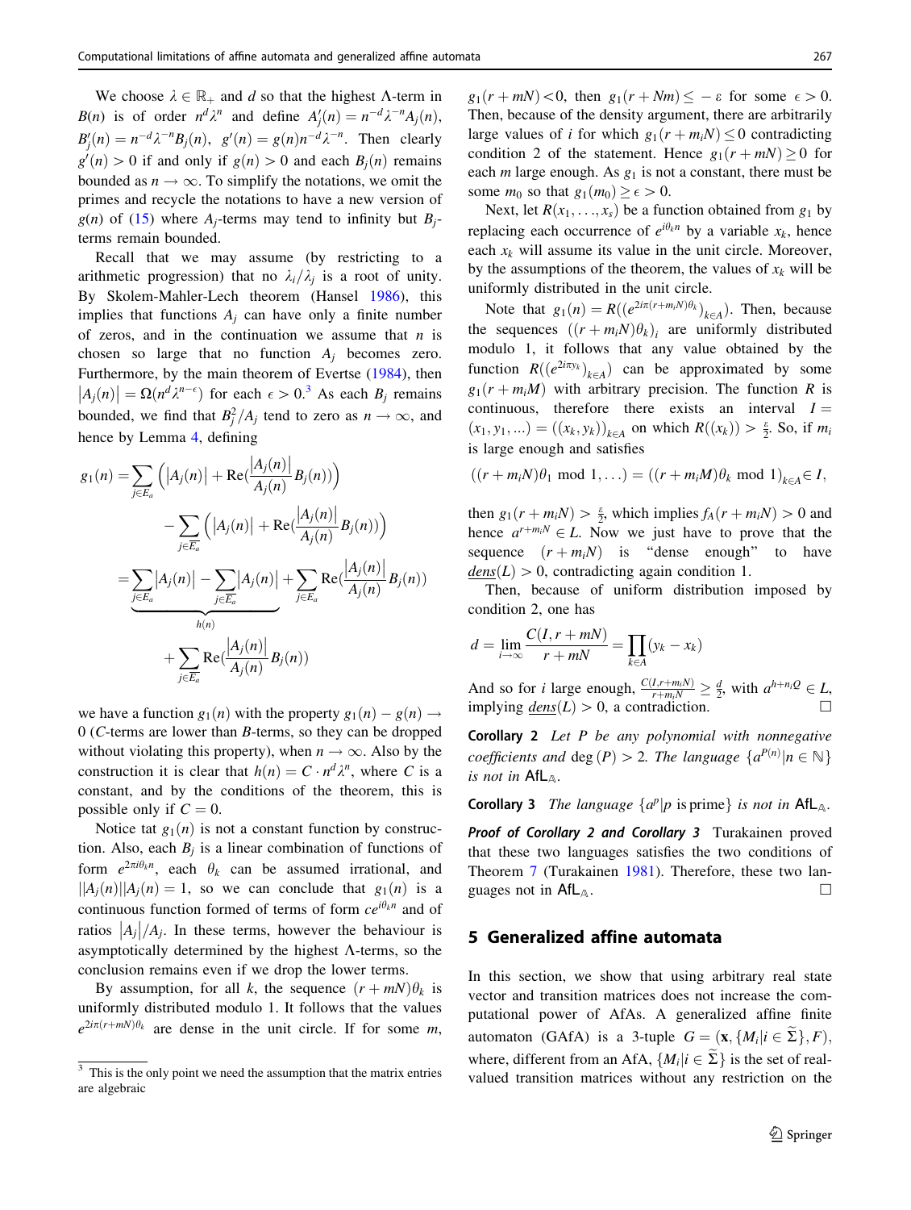We choose $\lambda \in \mathbb{R}_+$ and $d$ so that the highest $\Lambda$-term in $B(n)$ is of order $n^d \lambda^n$ and define $A'_j(n) = n^{-d}\lambda^{-n}A_j(n)$, $B'_j(n) = n^{-d}\lambda^{-n}B_j(n)$, $g'(n) = g(n)n^{-d}\lambda^{-n}$. Then clearly $g'(n) > 0$ if and only if $g(n) > 0$ and each $B_j(n)$ remains bounded as $n \to \infty$. To simplify the notations, we omit the primes and recycle the notations to have a new version of $g(n)$ of (15) where $A_j$-terms may tend to infinity but $B_j$-terms remain bounded.

Recall that we may assume (by restricting to a arithmetic progression) that no $\lambda_i/\lambda_j$ is a root of unity. By Skolem-Mahler-Lech theorem (Hansel 1986), this implies that functions $A_j$ can have only a finite number of zeros, and in the continuation we assume that $n$ is chosen so large that no function $A_j$ becomes zero. Furthermore, by the main theorem of Evertse (1984), then $|A_j(n)| = \Omega(n^d \lambda^{n-\epsilon})$ for each $\epsilon > 0$.[3] As each $B_j$ remains bounded, we find that $B_j^2/A_j$ tend to zero as $n \to \infty$, and hence by Lemma 4, defining

$$
\begin{aligned}
g_1(n) =& \sum_{j \in E_a} \left( |A_j(n)| + \mathrm{Re}\left(\frac{|A_j(n)|}{A_j(n)} B_j(n)\right)\right) \\
& - \sum_{j \in \overline{E_a}} \left( |A_j(n)| + \mathrm{Re}\left(\frac{|A_j(n)|}{A_j(n)} B_j(n)\right)\right) \\
=& \underbrace{\sum_{j \in E_a} |A_j(n)| - \sum_{j \in \overline{E_a}} |A_j(n)|}_{h(n)} + \sum_{j \in E_a} \mathrm{Re}\left(\frac{|A_j(n)|}{A_j(n)} B_j(n)\right) \\
& + \sum_{j \in \overline{E_a}} \mathrm{Re}\left(\frac{|A_j(n)|}{A_j(n)} B_j(n)\right)
\end{aligned}
$$

we have a function $g_1(n)$ with the property $g_1(n) - g(n) \to 0$ ($C$-terms are lower than $B$-terms, so they can be dropped without violating this property), when $n \to \infty$. Also by the construction it is clear that $h(n) = C \cdot n^d \lambda^n$, where $C$ is a constant, and by the conditions of the theorem, this is possible only if $C = 0$.

Notice tat $g_1(n)$ is not a constant function by construction. Also, each $B_j$ is a linear combination of functions of form $e^{2\pi i \theta_k n}$, each $\theta_k$ can be assumed irrational, and $||A_j(n)||A_j(n)| = 1$, so we can conclude that $g_1(n)$ is a continuous function formed of terms of form $ce^{i\theta_k n}$ and of ratios $|A_j|/A_j$. In these terms, however the behaviour is asymptotically determined by the highest $\Lambda$-terms, so the conclusion remains even if we drop the lower terms.

By assumption, for all $k$, the sequence $(r + mN)\theta_k$ is uniformly distributed modulo 1. It follows that the values $e^{2i\pi(r+mN)\theta_k}$ are dense in the unit circle. If for some $m$, $g_1(r + mN) < 0$, then $g_1(r + Nm) \leq -\varepsilon$ for some $\epsilon > 0$. Then, because of the density argument, there are arbitrarily large values of $i$ for which $g_1(r + m_i N) \leq 0$ contradicting condition 2 of the statement. Hence $g_1(r + mN) \geq 0$ for each $m$ large enough. As $g_1$ is not a constant, there must be some $m_0$ so that $g_1(m_0) \geq \epsilon > 0$.

Next, let $R(x_1, \ldots, x_s)$ be a function obtained from $g_1$ by replacing each occurrence of $e^{i\theta_k n}$ by a variable $x_k$, hence each $x_k$ will assume its value in the unit circle. Moreover, by the assumptions of the theorem, the values of $x_k$ will be uniformly distributed in the unit circle.

Note that $g_1(n) = R((e^{2i\pi(r+m_iN)\theta_k})_{k\in A})$. Then, because the sequences $((r + m_i N)\theta_k)_i$ are uniformly distributed modulo 1, it follows that any value obtained by the function $R((e^{2i\pi y_k})_{k\in A})$ with arbitrary real $y_k$ can be approximated by some $g_1(r + m_i M)$ with arbitrary precision. The function $R$ is continuous, therefore there exists an interval $I = (x_1, y_1, \ldots) = ((x_k, y_k))_{k\in A}$ on which $R((x_k)) > \frac{\varepsilon}{2}$. So, if $m_i$ is large enough and satisfies

$$
((r + m_i N)\theta_1 \bmod 1, \ldots) = ((r + m_i M)\theta_k \bmod 1)_{k\in A} \in I,
$$

then $g_1(r + m_i N) > \frac{\varepsilon}{2}$, which implies $f_A(r + m_i N) > 0$ and hence $a^{r+m_iN} \in L$. Now we just have to prove that the sequence $(r + m_i N)$ is "dense enough" to have $\underline{dens}(L) > 0$, contradicting again condition 1.

Then, because of uniform distribution imposed by condition 2, one has

$$
d = \lim_{i\to\infty} \frac{C(I, r + mN)}{r + mN} = \prod_{k\in A}(y_k - x_k)
$$

And so for $i$ large enough, $\frac{C(I, r+m_iN)}{r+m_iN} \geq \frac{d}{2}$, with $a^{h+n_iQ} \in L$, implying $\underline{dens}(L) > 0$, a contradiction. $\square$

**Corollary 2** *Let $P$ be any polynomial with nonnegative coefficients and $\deg(P) > 2$. The language $\{a^{P(n)} | n \in \mathbb{N}\}$ is not in $\mathsf{AfL}_{\mathbb{A}}$.*

**Corollary 3** *The language $\{a^p | p \text{ is prime}\}$ is not in $\mathsf{AfL}_{\mathbb{A}}$.*

***Proof of Corollary 2 and Corollary 3*** Turakainen proved that these two languages satisfies the two conditions of Theorem 7 (Turakainen 1981). Therefore, these two languages not in $\mathsf{AfL}_{\mathbb{A}}$. $\square$

## 5 Generalized affine automata

In this section, we show that using arbitrary real state vector and transition matrices does not increase the computational power of AfAs. A generalized affine finite automaton (GAfA) is a 3-tuple $G = (\mathbf{x}, \{M_i | i \in \widetilde{\Sigma}\}, F)$, where, different from an AfA, $\{M_i | i \in \widetilde{\Sigma}\}$ is the set of real-valued transition matrices without any restriction on the

[3] This is the only point we need the assumption that the matrix entries are algebraic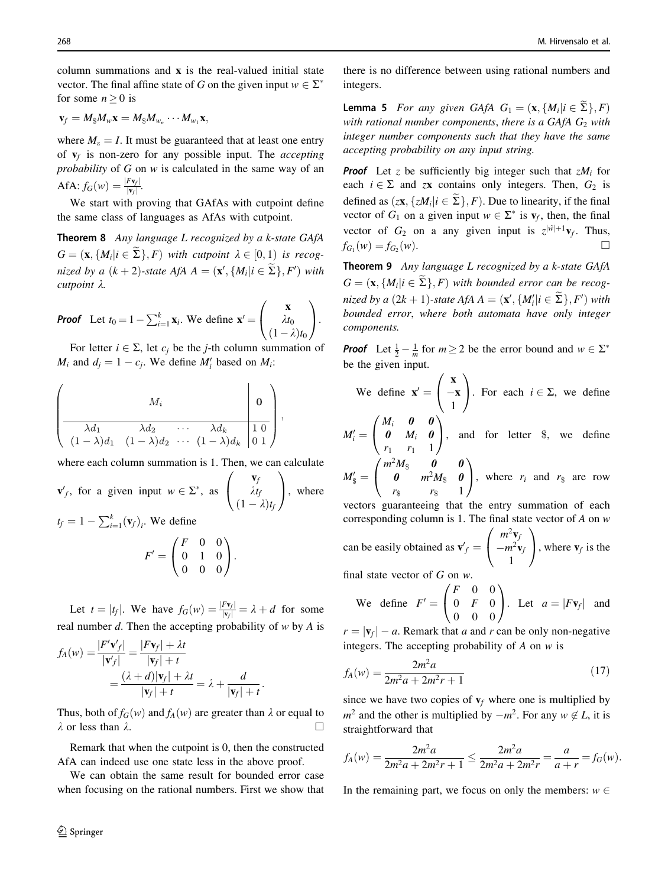column summations and $\mathbf{x}$ is the real-valued initial state vector. The final affine state of $G$ on the given input $w \in \Sigma^*$ for some $n \geq 0$ is

$$\mathbf{v}_f = M_\$ M_w \mathbf{x} = M_\$ M_{w_n} \cdots M_{w_1} \mathbf{x},$$

where $M_\varepsilon = I$. It must be guaranteed that at least one entry of $\mathbf{v}_f$ is non-zero for any possible input. The *accepting probability* of $G$ on $w$ is calculated in the same way of an AfA: $f_G(w) = \frac{|F\mathbf{v}_f|}{|\mathbf{v}_f|}$.

We start with proving that GAfAs with cutpoint define the same class of languages as AfAs with cutpoint.

**Theorem 8** *Any language $L$ recognized by a $k$-state GAfA $G = (\mathbf{x}, \{M_i | i \in \widetilde{\Sigma}\}, F)$ with cutpoint $\lambda \in [0, 1)$ is recognized by a $(k+2)$-state AfA $A = (\mathbf{x}', \{M_i | i \in \widetilde{\Sigma}\}, F')$ with cutpoint $\lambda$.*

***Proof*** Let $t_0 = 1 - \sum_{i=1}^{k} \mathbf{x}_i$. We define $\mathbf{x}' = \begin{pmatrix} \mathbf{x} \\ \lambda t_0 \\ (1-\lambda) t_0 \end{pmatrix}$.

For letter $i \in \Sigma$, let $c_j$ be the $j$-th column summation of $M_i$ and $d_j = 1 - c_j$. We define $M'_i$ based on $M_i$:

$$\left( \begin{array}{cccc|cc} & M_i & & & \mathbf{0} & \\ \hline \lambda d_1 & \lambda d_2 & \cdots & \lambda d_k & 1 & 0 \\ (1-\lambda) d_1 & (1-\lambda) d_2 & \cdots & (1-\lambda) d_k & 0 & 1 \end{array} \right),$$

where each column summation is 1. Then, we can calculate $\mathbf{v}'_f$, for a given input $w \in \Sigma^*$, as $\begin{pmatrix} \mathbf{v}_f \\ \lambda t_f \\ (1-\lambda) t_f \end{pmatrix}$, where $t_f = 1 - \sum_{i=1}^{k} (\mathbf{v}_f)_i$. We define

$$F' = \begin{pmatrix} F & 0 & 0 \\ 0 & 1 & 0 \\ 0 & 0 & 0 \end{pmatrix}.$$

Let $t = |t_f|$. We have $f_G(w) = \frac{|F\mathbf{v}_f|}{|\mathbf{v}_f|} = \lambda + d$ for some real number $d$. Then the accepting probability of $w$ by $A$ is

$$\begin{aligned} f_A(w) &= \frac{|F'\mathbf{v}'_f|}{|\mathbf{v}'_f|} = \frac{|F\mathbf{v}_f| + \lambda t}{|\mathbf{v}_f| + t} \\ &= \frac{(\lambda + d)|\mathbf{v}_f| + \lambda t}{|\mathbf{v}_f| + t} = \lambda + \frac{d}{|\mathbf{v}_f| + t}. \end{aligned}$$

Thus, both of $f_G(w)$ and $f_A(w)$ are greater than $\lambda$ or equal to $\lambda$ or less than $\lambda$. $\square$

Remark that when the cutpoint is 0, then the constructed AfA can indeed use one state less in the above proof.

We can obtain the same result for bounded error case when focusing on the rational numbers. First we show that there is no difference between using rational numbers and integers.

**Lemma 5** *For any given GAfA $G_1 = (\mathbf{x}, \{M_i | i \in \widetilde{\Sigma}\}, F)$ with rational number components, there is a GAfA $G_2$ with integer number components such that they have the same accepting probability on any input string.*

***Proof*** Let $z$ be sufficiently big integer such that $zM_i$ for each $i \in \Sigma$ and $z\mathbf{x}$ contains only integers. Then, $G_2$ is defined as $(z\mathbf{x}, \{zM_i | i \in \widetilde{\Sigma}\}, F)$. Due to linearity, if the final vector of $G_1$ on a given input $w \in \Sigma^*$ is $\mathbf{v}_f$, then, the final vector of $G_2$ on a any given input is $z^{|\tilde{w}|+1}\mathbf{v}_f$. Thus, $f_{G_1}(w) = f_{G_2}(w)$. $\square$

**Theorem 9** *Any language $L$ recognized by a $k$-state GAfA $G = (\mathbf{x}, \{M_i | i \in \widetilde{\Sigma}\}, F)$ with bounded error can be recognized by a $(2k+1)$-state AfA $A = (\mathbf{x}', \{M'_i | i \in \widetilde{\Sigma}\}, F')$ with bounded error, where both automata have only integer components.*

***Proof*** Let $\frac{1}{2} - \frac{1}{m}$ for $m \geq 2$ be the error bound and $w \in \Sigma^*$ be the given input.

We define $\mathbf{x}' = \begin{pmatrix} \mathbf{x} \\ -\mathbf{x} \\ 1 \end{pmatrix}$. For each $i \in \Sigma$, we define $M'_i = \begin{pmatrix} M_i & \mathbf{0} & \mathbf{0} \\ \mathbf{0} & M_i & \mathbf{0} \\ r_1 & r_1 & 1 \end{pmatrix}$, and for letter \$, we define $M'_\$ = \begin{pmatrix} m^2 M_\$ & \mathbf{0} & \mathbf{0} \\ \mathbf{0} & m^2 M_\$ & \mathbf{0} \\ r_\$ & r_\$ & 1 \end{pmatrix}$, where $r_i$ and $r_\$$ are row vectors guaranteeing that the entry summation of each corresponding column is 1. The final state vector of $A$ on $w$ can be easily obtained as $\mathbf{v}'_f = \begin{pmatrix} m^2 \mathbf{v}_f \\ -m^2 \mathbf{v}_f \\ 1 \end{pmatrix}$, where $\mathbf{v}_f$ is the final state vector of $G$ on $w$.

We define $F' = \begin{pmatrix} F & 0 & 0 \\ 0 & F & 0 \\ 0 & 0 & 0 \end{pmatrix}$. Let $a = |F\mathbf{v}_f|$ and $r = |\mathbf{v}_f| - a$. Remark that $a$ and $r$ can be only non-negative integers. The accepting probability of $A$ on $w$ is

$$f_A(w) = \frac{2m^2 a}{2m^2 a + 2m^2 r + 1} \tag{17}$$

since we have two copies of $\mathbf{v}_f$ where one is multiplied by $m^2$ and the other is multiplied by $-m^2$. For any $w \notin L$, it is straightforward that

$$f_A(w) = \frac{2m^2 a}{2m^2 a + 2m^2 r + 1} \leq \frac{2m^2 a}{2m^2 a + 2m^2 r} = \frac{a}{a + r} = f_G(w).$$

In the remaining part, we focus on only the members: $w \in$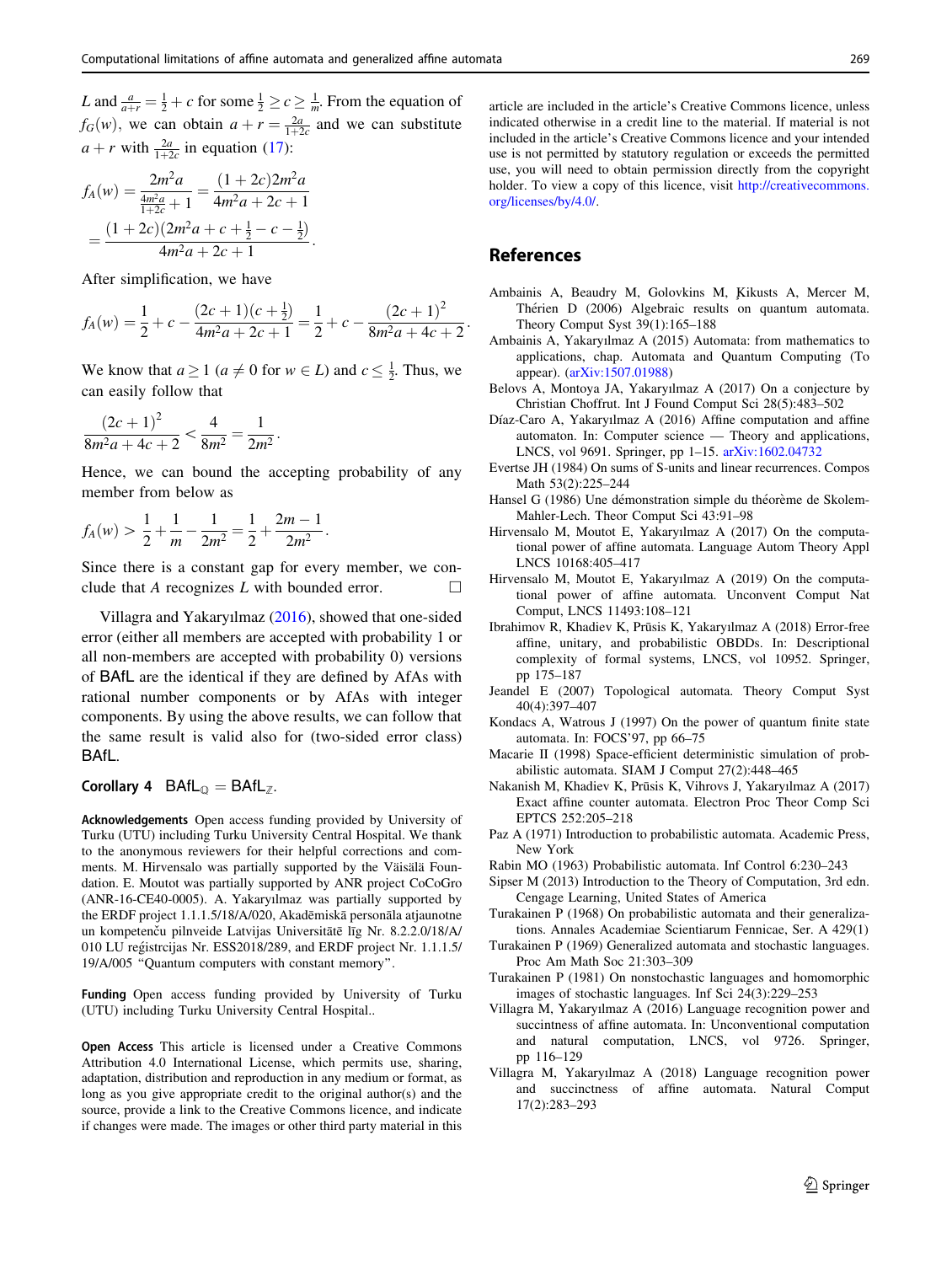$L$ and $\frac{a}{a+r} = \frac{1}{2} + c$ for some $\frac{1}{2} \geq c \geq \frac{1}{m}$. From the equation of $f_G(w)$, we can obtain $a + r = \frac{2a}{1+2c}$ and we can substitute $a + r$ with $\frac{2a}{1+2c}$ in equation (17):

$$f_A(w) = \frac{2m^2 a}{\frac{4m^2 a}{1+2c} + 1} = \frac{(1+2c)2m^2 a}{4m^2 a + 2c + 1}$$
$$= \frac{(1+2c)(2m^2 a + c + \frac{1}{2} - c - \frac{1}{2})}{4m^2 a + 2c + 1}.$$

After simplification, we have

$$f_A(w) = \frac{1}{2} + c - \frac{(2c+1)(c+\frac{1}{2})}{4m^2 a + 2c + 1} = \frac{1}{2} + c - \frac{(2c+1)^2}{8m^2 a + 4c + 2}.$$

We know that $a \geq 1$ ($a \neq 0$ for $w \in L$) and $c \leq \frac{1}{2}$. Thus, we can easily follow that

$$\frac{(2c+1)^2}{8m^2 a + 4c + 2} < \frac{4}{8m^2} = \frac{1}{2m^2}.$$

Hence, we can bound the accepting probability of any member from below as

$$f_A(w) > \frac{1}{2} + \frac{1}{m} - \frac{1}{2m^2} = \frac{1}{2} + \frac{2m-1}{2m^2}.$$

Since there is a constant gap for every member, we conclude that $A$ recognizes $L$ with bounded error. □

Villagra and Yakaryılmaz (2016), showed that one-sided error (either all members are accepted with probability 1 or all non-members are accepted with probability 0) versions of BAfL are the identical if they are defined by AfAs with rational number components or by AfAs with integer components. By using the above results, we can follow that the same result is valid also for (two-sided error class) BAfL.

**Corollary 4** $\mathsf{BAfL}_{\mathbb{Q}} = \mathsf{BAfL}_{\mathbb{Z}}$.

**Acknowledgements** Open access funding provided by University of Turku (UTU) including Turku University Central Hospital. We thank to the anonymous reviewers for their helpful corrections and comments. M. Hirvensalo was partially supported by the Väisälä Foundation. E. Moutot was partially supported by ANR project CoCoGro (ANR-16-CE40-0005). A. Yakaryılmaz was partially supported by the ERDF project 1.1.1.5/18/A/020, Akadēmiskā personāla atjaunotne un kompetenču pilnveide Latvijas Universitātē līg Nr. 8.2.2.0/18/A/010 LU reģistrcijas Nr. ESS2018/289, and ERDF project Nr. 1.1.1.5/19/A/005 "Quantum computers with constant memory".

**Funding** Open access funding provided by University of Turku (UTU) including Turku University Central Hospital..

**Open Access** This article is licensed under a Creative Commons Attribution 4.0 International License, which permits use, sharing, adaptation, distribution and reproduction in any medium or format, as long as you give appropriate credit to the original author(s) and the source, provide a link to the Creative Commons licence, and indicate if changes were made. The images or other third party material in this article are included in the article's Creative Commons licence, unless indicated otherwise in a credit line to the material. If material is not included in the article's Creative Commons licence and your intended use is not permitted by statutory regulation or exceeds the permitted use, you will need to obtain permission directly from the copyright holder. To view a copy of this licence, visit http://creativecommons.org/licenses/by/4.0/.

## References

Ambainis A, Beaudry M, Golovkins M, Ķikusts A, Mercer M, Thérien D (2006) Algebraic results on quantum automata. Theory Comput Syst 39(1):165–188

Ambainis A, Yakaryılmaz A (2015) Automata: from mathematics to applications, chap. Automata and Quantum Computing (To appear). (arXiv:1507.01988)

Belovs A, Montoya JA, Yakaryılmaz A (2017) On a conjecture by Christian Choffrut. Int J Found Comput Sci 28(5):483–502

Díaz-Caro A, Yakaryılmaz A (2016) Affine computation and affine automaton. In: Computer science — Theory and applications, LNCS, vol 9691. Springer, pp 1–15. arXiv:1602.04732

Evertse JH (1984) On sums of S-units and linear recurrences. Compos Math 53(2):225–244

Hansel G (1986) Une démonstration simple du théorème de Skolem-Mahler-Lech. Theor Comput Sci 43:91–98

Hirvensalo M, Moutot E, Yakaryılmaz A (2017) On the computational power of affine automata. Language Autom Theory Appl LNCS 10168:405–417

Hirvensalo M, Moutot E, Yakaryılmaz A (2019) On the computational power of affine automata. Unconvent Comput Nat Comput, LNCS 11493:108–121

Ibrahimov R, Khadiev K, Prūsis K, Yakaryılmaz A (2018) Error-free affine, unitary, and probabilistic OBDDs. In: Descriptional complexity of formal systems, LNCS, vol 10952. Springer, pp 175–187

Jeandel E (2007) Topological automata. Theory Comput Syst 40(4):397–407

Kondacs A, Watrous J (1997) On the power of quantum finite state automata. In: FOCS'97, pp 66–75

Macarie II (1998) Space-efficient deterministic simulation of probabilistic automata. SIAM J Comput 27(2):448–465

Nakanish M, Khadiev K, Prūsis K, Vihrovs J, Yakaryılmaz A (2017) Exact affine counter automata. Electron Proc Theor Comp Sci EPTCS 252:205–218

Paz A (1971) Introduction to probabilistic automata. Academic Press, New York

Rabin MO (1963) Probabilistic automata. Inf Control 6:230–243

Sipser M (2013) Introduction to the Theory of Computation, 3rd edn. Cengage Learning, United States of America

Turakainen P (1968) On probabilistic automata and their generalizations. Annales Academiae Scientiarum Fennicae, Ser. A 429(1)

Turakainen P (1969) Generalized automata and stochastic languages. Proc Am Math Soc 21:303–309

Turakainen P (1981) On nonstochastic languages and homomorphic images of stochastic languages. Inf Sci 24(3):229–253

Villagra M, Yakaryılmaz A (2016) Language recognition power and succinctness of affine automata. In: Unconventional computation and natural computation, LNCS, vol 9726. Springer, pp 116–129

Villagra M, Yakaryılmaz A (2018) Language recognition power and succinctness of affine automata. Natural Comput 17(2):283–293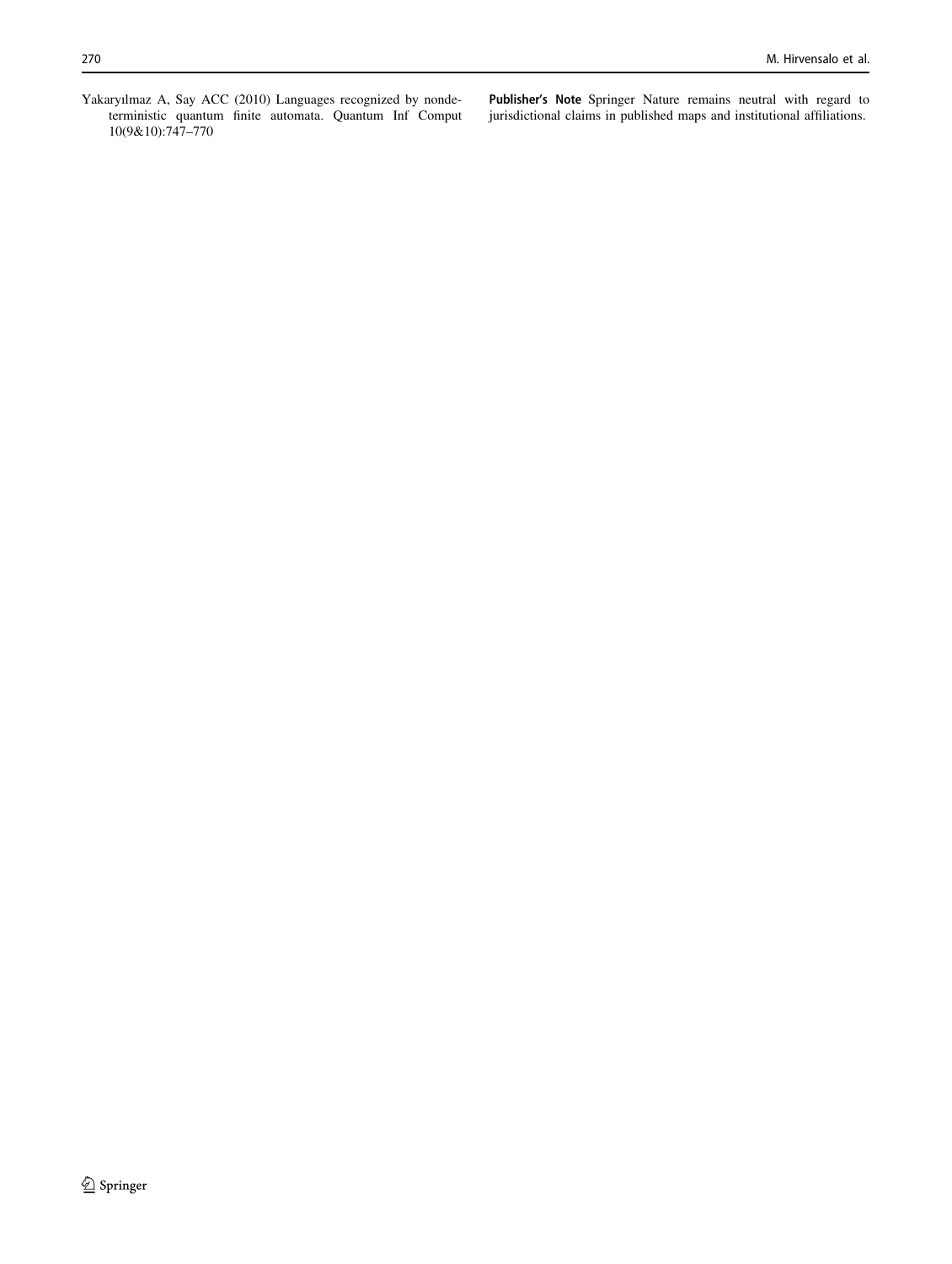Yakaryılmaz A, Say ACC (2010) Languages recognized by nondeterministic quantum finite automata. Quantum Inf Comput 10(9&10):747–770

**Publisher's Note** Springer Nature remains neutral with regard to jurisdictional claims in published maps and institutional affiliations.